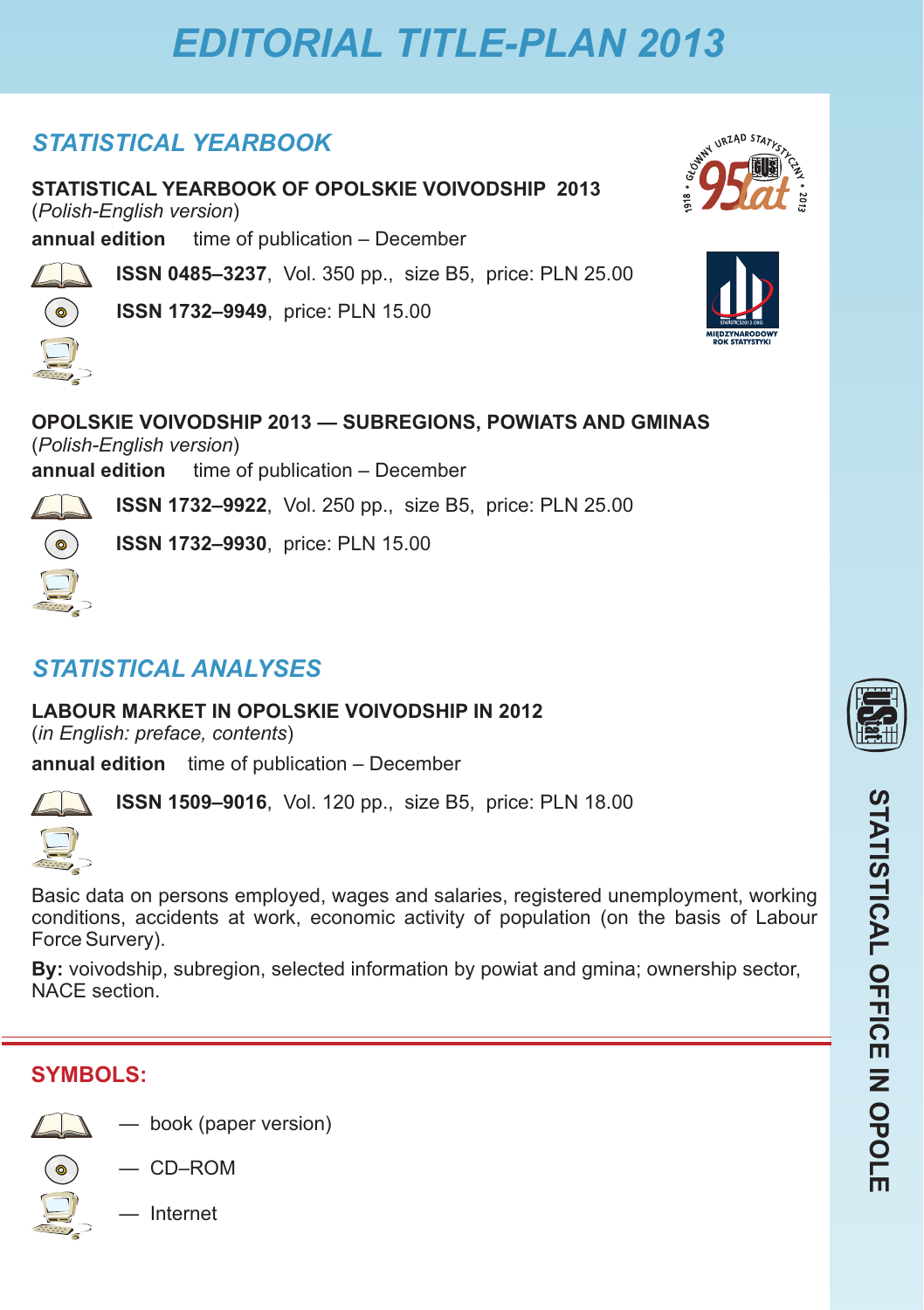# EDITORIAL TITLE-PLAN 2013

## STATISTICAL YEARBOOK

**STATISTICAL YEARBOOK OF OPOLSKIE VOIVODSHIP 2013**
(*Polish-English version*)

**annual edition** time of publication – December

**ISSN 0485–3237**, Vol. 350 pp., size B5, price: PLN 25.00

**ISSN 1732–9949**, price: PLN 15.00

**OPOLSKIE VOIVODSHIP 2013 — SUBREGIONS, POWIATS AND GMINAS**
(*Polish-English version*)

**annual edition** time of publication – December

**ISSN 1732–9922**, Vol. 250 pp., size B5, price: PLN 25.00

**ISSN 1732–9930**, price: PLN 15.00

## STATISTICAL ANALYSES

**LABOUR MARKET IN OPOLSKIE VOIVODSHIP IN 2012**
(*in English: preface, contents*)

**annual edition** time of publication – December

**ISSN 1509–9016**, Vol. 120 pp., size B5, price: PLN 18.00

Basic data on persons employed, wages and salaries, registered unemployment, working conditions, accidents at work, economic activity of population (on the basis of Labour Force Survery).

**By:** voivodship, subregion, selected information by powiat and gmina; ownership sector, NACE section.

---

## SYMBOLS:

— book (paper version)

— CD–ROM

— Internet

STATISTICAL OFFICE IN OPOLE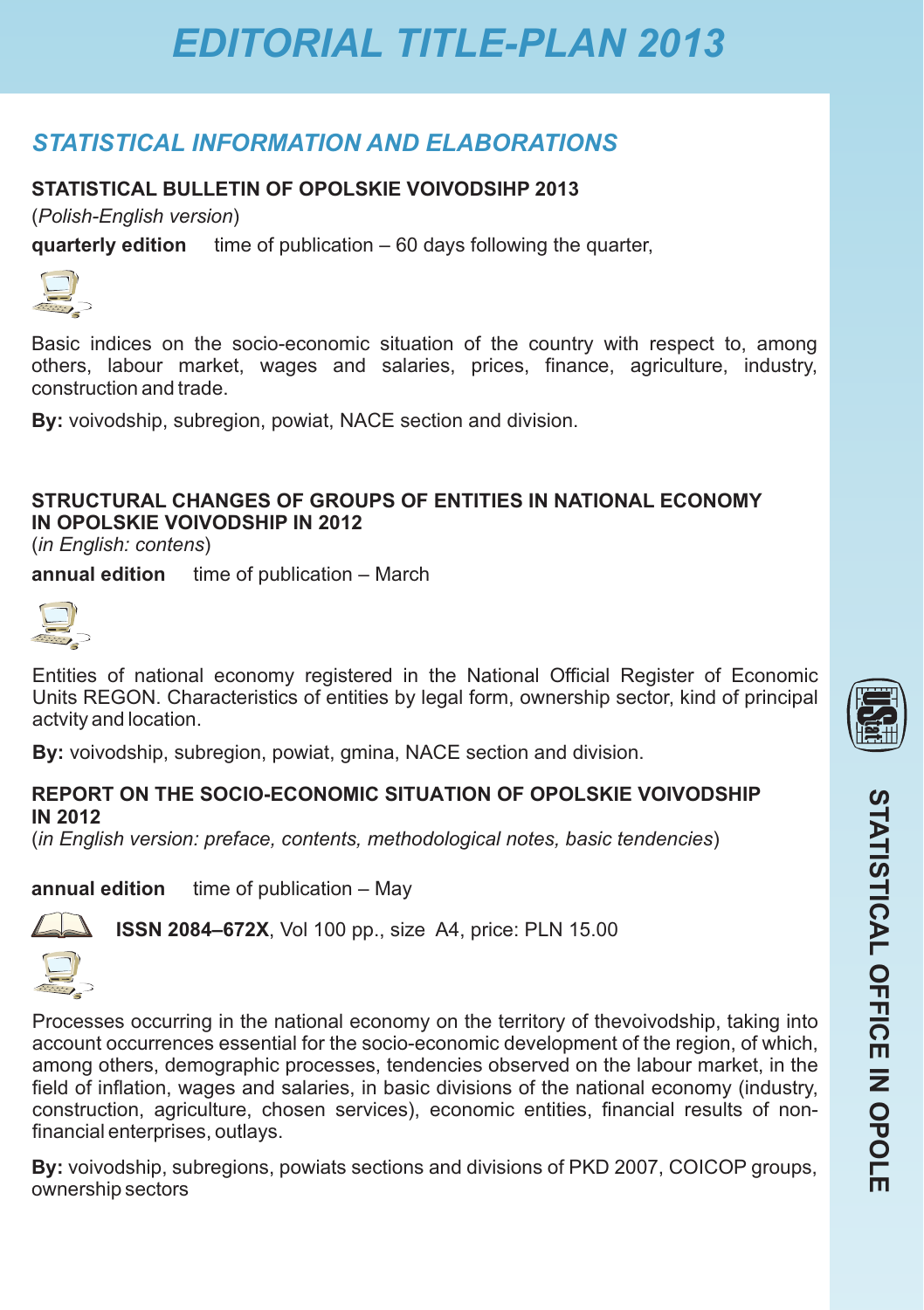# EDITORIAL TITLE-PLAN 2013

## STATISTICAL INFORMATION AND ELABORATIONS

### STATISTICAL BULLETIN OF OPOLSKIE VOIVODSIHP 2013

(*Polish-English version*)

**quarterly edition** time of publication – 60 days following the quarter,

Basic indices on the socio-economic situation of the country with respect to, among others, labour market, wages and salaries, prices, finance, agriculture, industry, construction and trade.

**By:** voivodship, subregion, powiat, NACE section and division.

### STRUCTURAL CHANGES OF GROUPS OF ENTITIES IN NATIONAL ECONOMY IN OPOLSKIE VOIVODSHIP IN 2012

(*in English: contens*)

**annual edition** time of publication – March

Entities of national economy registered in the National Official Register of Economic Units REGON. Characteristics of entities by legal form, ownership sector, kind of principal actvity and location.

**By:** voivodship, subregion, powiat, gmina, NACE section and division.

### REPORT ON THE SOCIO-ECONOMIC SITUATION OF OPOLSKIE VOIVODSHIP IN 2012

(*in English version: preface, contents, methodological notes, basic tendencies*)

**annual edition** time of publication – May

**ISSN 2084–672X**, Vol 100 pp., size A4, price: PLN 15.00

Processes occurring in the national economy on the territory of thevoivodship, taking into account occurrences essential for the socio-economic development of the region, of which, among others, demographic processes, tendencies observed on the labour market, in the field of inflation, wages and salaries, in basic divisions of the national economy (industry, construction, agriculture, chosen services), economic entities, financial results of non-financial enterprises, outlays.

**By:** voivodship, subregions, powiats sections and divisions of PKD 2007, COICOP groups, ownership sectors

STATISTICAL OFFICE IN OPOLE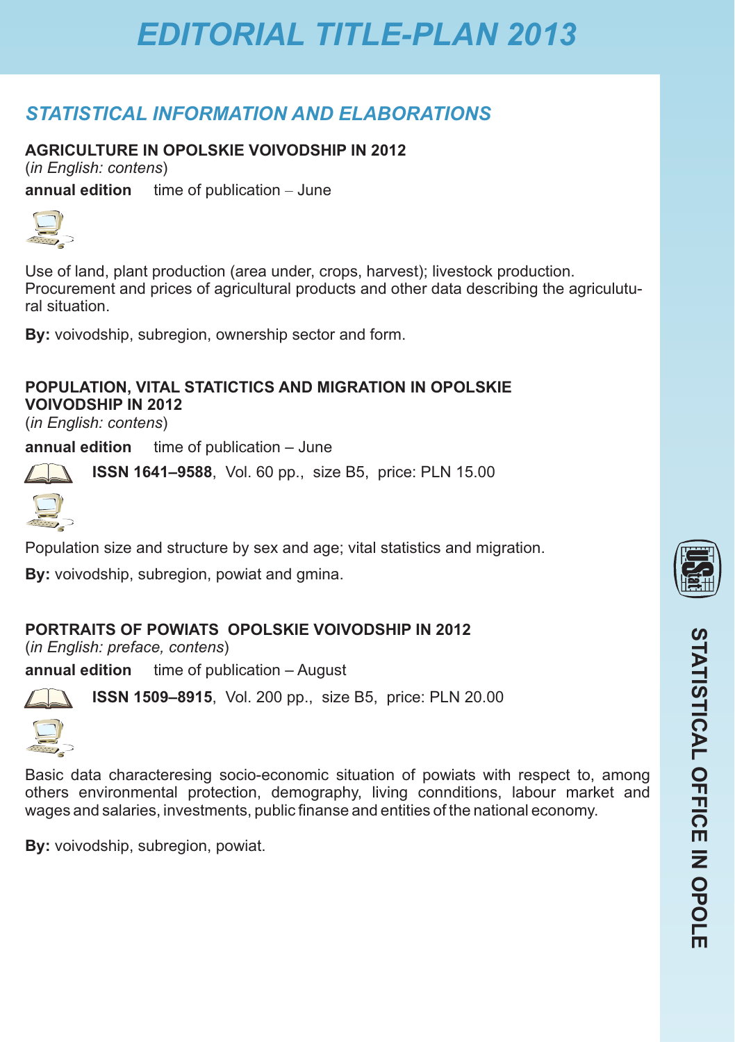# EDITORIAL TITLE-PLAN 2013

## STATISTICAL INFORMATION AND ELABORATIONS

### AGRICULTURE IN OPOLSKIE VOIVODSHIP IN 2012

(*in English: contens*)

**annual edition** time of publication – June

Use of land, plant production (area under, crops, harvest); livestock production. Procurement and prices of agricultural products and other data describing the agriculutural situation.

**By:** voivodship, subregion, ownership sector and form.

### POPULATION, VITAL STATICTICS AND MIGRATION IN OPOLSKIE VOIVODSHIP IN 2012

(*in English: contens*)

**annual edition** time of publication – June

**ISSN 1641–9588**, Vol. 60 pp., size B5, price: PLN 15.00

Population size and structure by sex and age; vital statistics and migration.

**By:** voivodship, subregion, powiat and gmina.

### PORTRAITS OF POWIATS OPOLSKIE VOIVODSHIP IN 2012

(*in English: preface, contens*)

**annual edition** time of publication – August

**ISSN 1509–8915**, Vol. 200 pp., size B5, price: PLN 20.00

Basic data characteresing socio-economic situation of powiats with respect to, among others environmental protection, demography, living connditions, labour market and wages and salaries, investments, public finanse and entities of the national economy.

**By:** voivodship, subregion, powiat.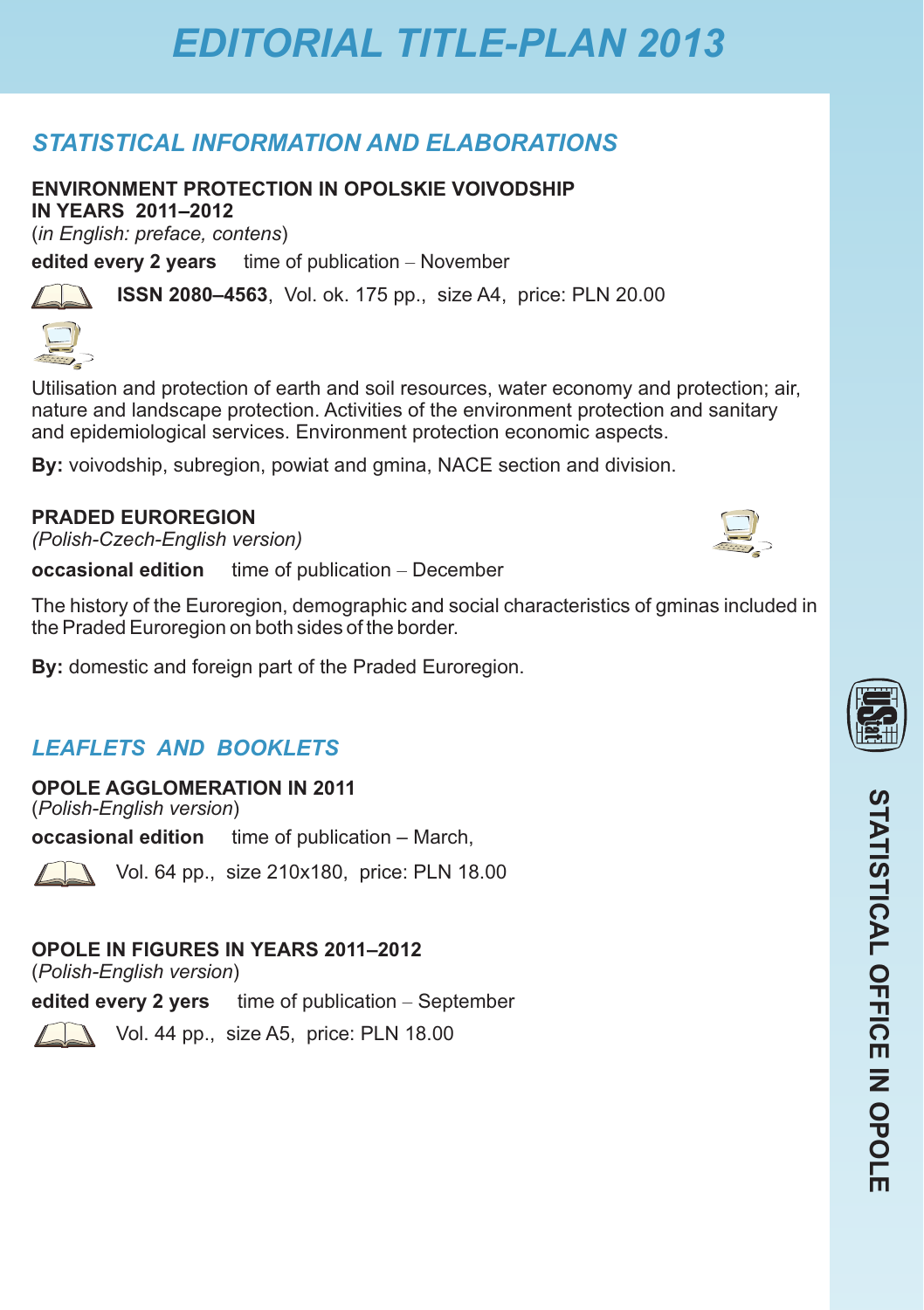# EDITORIAL TITLE-PLAN 2013

## STATISTICAL INFORMATION AND ELABORATIONS

**ENVIRONMENT PROTECTION IN OPOLSKIE VOIVODSHIP IN YEARS 2011–2012**
(*in English: preface, contens*)

**edited every 2 years** time of publication – November

**ISSN 2080–4563**, Vol. ok. 175 pp., size A4, price: PLN 20.00

Utilisation and protection of earth and soil resources, water economy and protection; air, nature and landscape protection. Activities of the environment protection and sanitary and epidemiological services. Environment protection economic aspects.

**By:** voivodship, subregion, powiat and gmina, NACE section and division.

**PRADED EUROREGION**
*(Polish-Czech-English version)*

**occasional edition** time of publication – December

The history of the Euroregion, demographic and social characteristics of gminas included in the Praded Euroregion on both sides of the border.

**By:** domestic and foreign part of the Praded Euroregion.

## LEAFLETS AND BOOKLETS

**OPOLE AGGLOMERATION IN 2011**
(*Polish-English version*)

**occasional edition** time of publication – March,

Vol. 64 pp., size 210x180, price: PLN 18.00

**OPOLE IN FIGURES IN YEARS 2011–2012**
(*Polish-English version*)

**edited every 2 yers** time of publication – September

Vol. 44 pp., size A5, price: PLN 18.00

STATISTICAL OFFICE IN OPOLE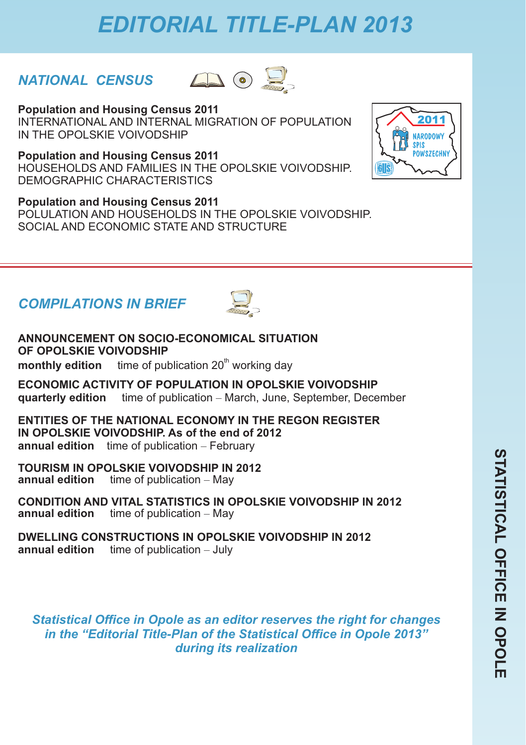# EDITORIAL TITLE-PLAN 2013

## NATIONAL CENSUS

**Population and Housing Census 2011**
INTERNATIONAL AND INTERNAL MIGRATION OF POPULATION IN THE OPOLSKIE VOIVODSHIP

**Population and Housing Census 2011**
HOUSEHOLDS AND FAMILIES IN THE OPOLSKIE VOIVODSHIP. DEMOGRAPHIC CHARACTERISTICS

**Population and Housing Census 2011**
POLULATION AND HOUSEHOLDS IN THE OPOLSKIE VOIVODSHIP. SOCIAL AND ECONOMIC STATE AND STRUCTURE

## COMPILATIONS IN BRIEF

**ANNOUNCEMENT ON SOCIO-ECONOMICAL SITUATION OF OPOLSKIE VOIVODSHIP**
**monthly edition** time of publication 20th working day

**ECONOMIC ACTIVITY OF POPULATION IN OPOLSKIE VOIVODSHIP**
**quarterly edition** time of publication – March, June, September, December

**ENTITIES OF THE NATIONAL ECONOMY IN THE REGON REGISTER IN OPOLSKIE VOIVODSHIP. As of the end of 2012**
**annual edition** time of publication – February

**TOURISM IN OPOLSKIE VOIVODSHIP IN 2012**
**annual edition** time of publication – May

**CONDITION AND VITAL STATISTICS IN OPOLSKIE VOIVODSHIP IN 2012**
**annual edition** time of publication – May

**DWELLING CONSTRUCTIONS IN OPOLSKIE VOIVODSHIP IN 2012**
**annual edition** time of publication – July

***Statistical Office in Opole as an editor reserves the right for changes in the "Editorial Title-Plan of the Statistical Office in Opole 2013" during its realization***

STATISTICAL OFFICE IN OPOLE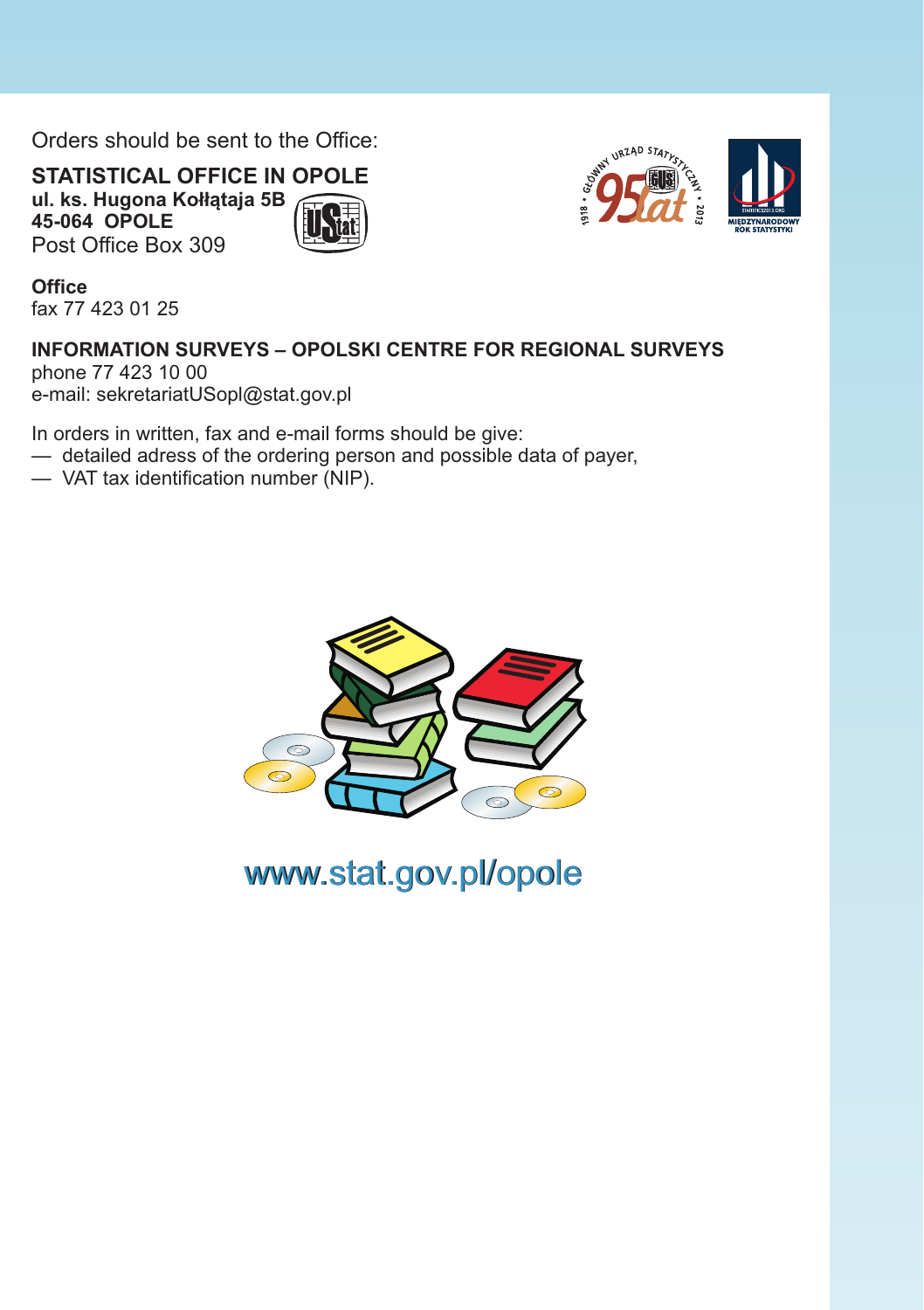Orders should be sent to the Office:

**STATISTICAL OFFICE IN OPOLE**
**ul. ks. Hugona Kołłątaja 5B**
**45-064 OPOLE**
Post Office Box 309

**Office**
fax 77 423 01 25

**INFORMATION SURVEYS – OPOLSKI CENTRE FOR REGIONAL SURVEYS**
phone 77 423 10 00
e-mail: sekretariatUSopl@stat.gov.pl

In orders in written, fax and e-mail forms should be give:
- detailed adress of the ordering person and possible data of payer,
- VAT tax identification number (NIP).

www.stat.gov.pl/opole